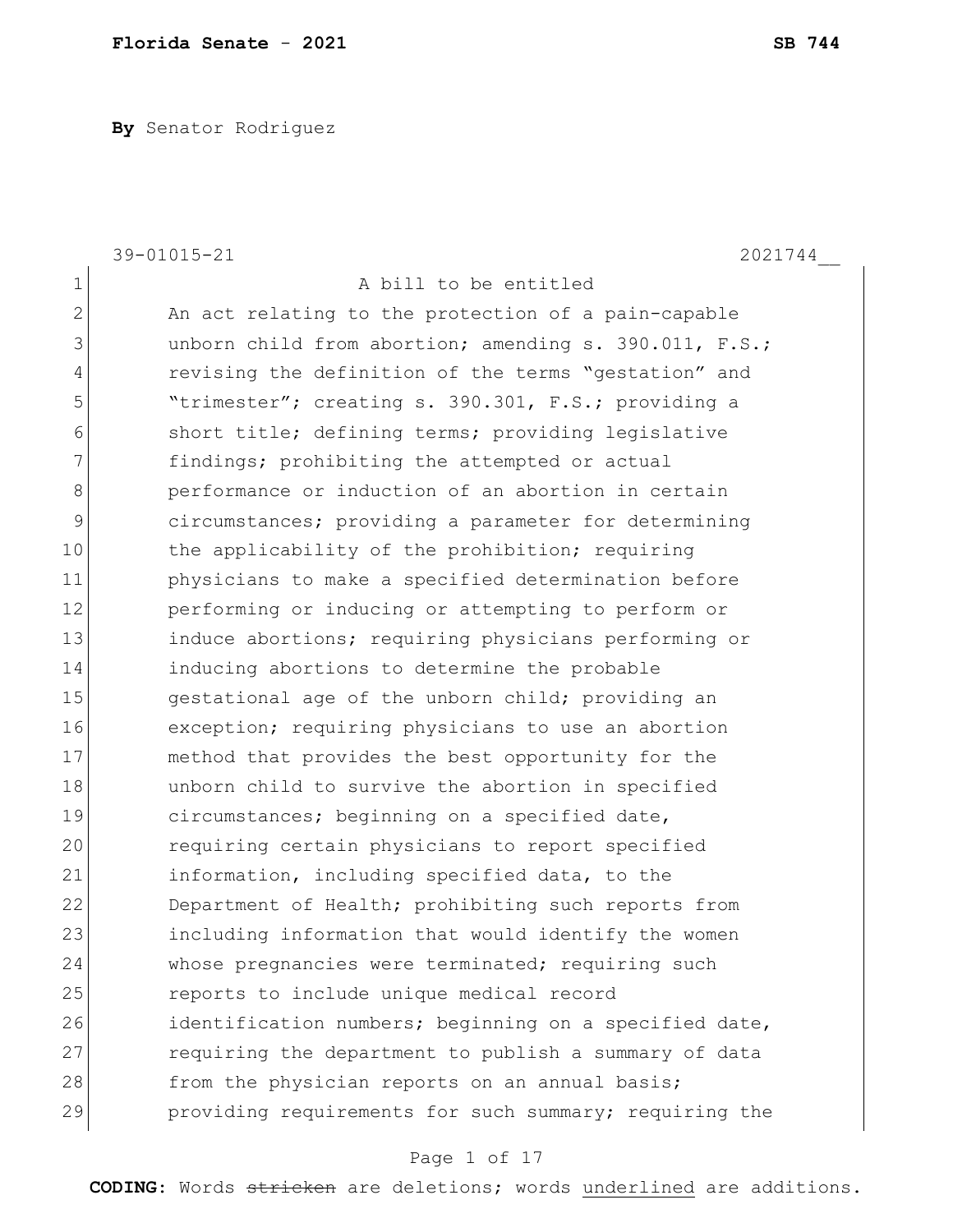**By** Senator Rodriguez

39-01015-21 2021744__

A bill to be entitled

An act relating to the protection of a pain-capable unborn child from abortion; amending s. 390.011, F.S.; revising the definition of the terms "gestation" and "trimester"; creating s. 390.301, F.S.; providing a short title; defining terms; providing legislative findings; prohibiting the attempted or actual performance or induction of an abortion in certain circumstances; providing a parameter for determining the applicability of the prohibition; requiring physicians to make a specified determination before performing or inducing or attempting to perform or induce abortions; requiring physicians performing or inducing abortions to determine the probable gestational age of the unborn child; providing an exception; requiring physicians to use an abortion method that provides the best opportunity for the unborn child to survive the abortion in specified circumstances; beginning on a specified date, requiring certain physicians to report specified information, including specified data, to the Department of Health; prohibiting such reports from including information that would identify the women whose pregnancies were terminated; requiring such reports to include unique medical record identification numbers; beginning on a specified date, requiring the department to publish a summary of data from the physician reports on an annual basis; providing requirements for such summary; requiring the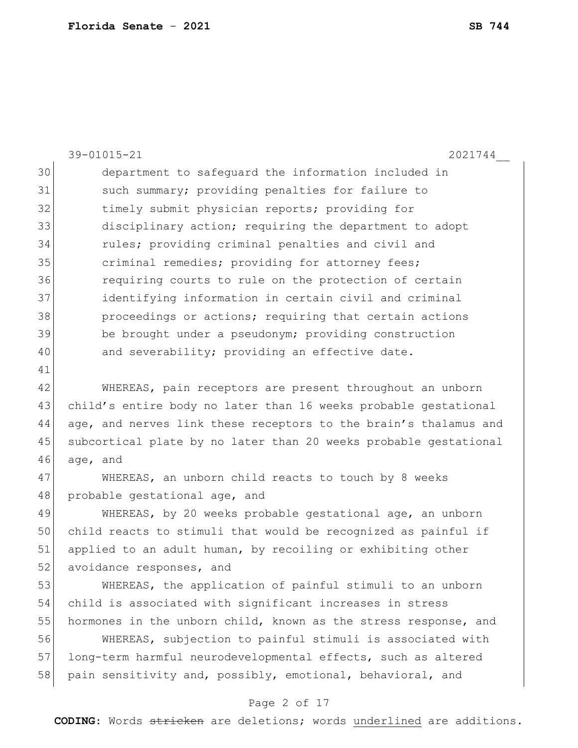department to safeguard the information included in such summary; providing penalties for failure to timely submit physician reports; providing for disciplinary action; requiring the department to adopt rules; providing criminal penalties and civil and criminal remedies; providing for attorney fees; requiring courts to rule on the protection of certain identifying information in certain civil and criminal proceedings or actions; requiring that certain actions be brought under a pseudonym; providing construction and severability; providing an effective date.

WHEREAS, pain receptors are present throughout an unborn child's entire body no later than 16 weeks probable gestational age, and nerves link these receptors to the brain's thalamus and subcortical plate by no later than 20 weeks probable gestational age, and

WHEREAS, an unborn child reacts to touch by 8 weeks probable gestational age, and

WHEREAS, by 20 weeks probable gestational age, an unborn child reacts to stimuli that would be recognized as painful if applied to an adult human, by recoiling or exhibiting other avoidance responses, and

WHEREAS, the application of painful stimuli to an unborn child is associated with significant increases in stress hormones in the unborn child, known as the stress response, and

WHEREAS, subjection to painful stimuli is associated with long-term harmful neurodevelopmental effects, such as altered pain sensitivity and, possibly, emotional, behavioral, and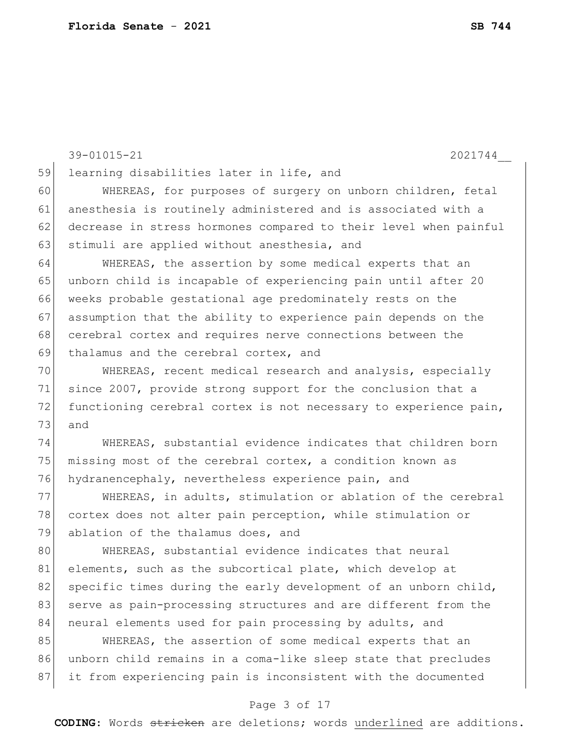learning disabilities later in life, and

WHEREAS, for purposes of surgery on unborn children, fetal anesthesia is routinely administered and is associated with a decrease in stress hormones compared to their level when painful stimuli are applied without anesthesia, and

WHEREAS, the assertion by some medical experts that an unborn child is incapable of experiencing pain until after 20 weeks probable gestational age predominately rests on the assumption that the ability to experience pain depends on the cerebral cortex and requires nerve connections between the thalamus and the cerebral cortex, and

WHEREAS, recent medical research and analysis, especially since 2007, provide strong support for the conclusion that a functioning cerebral cortex is not necessary to experience pain, and

WHEREAS, substantial evidence indicates that children born missing most of the cerebral cortex, a condition known as hydranencephaly, nevertheless experience pain, and

WHEREAS, in adults, stimulation or ablation of the cerebral cortex does not alter pain perception, while stimulation or ablation of the thalamus does, and

WHEREAS, substantial evidence indicates that neural elements, such as the subcortical plate, which develop at specific times during the early development of an unborn child, serve as pain-processing structures and are different from the neural elements used for pain processing by adults, and

WHEREAS, the assertion of some medical experts that an unborn child remains in a coma-like sleep state that precludes it from experiencing pain is inconsistent with the documented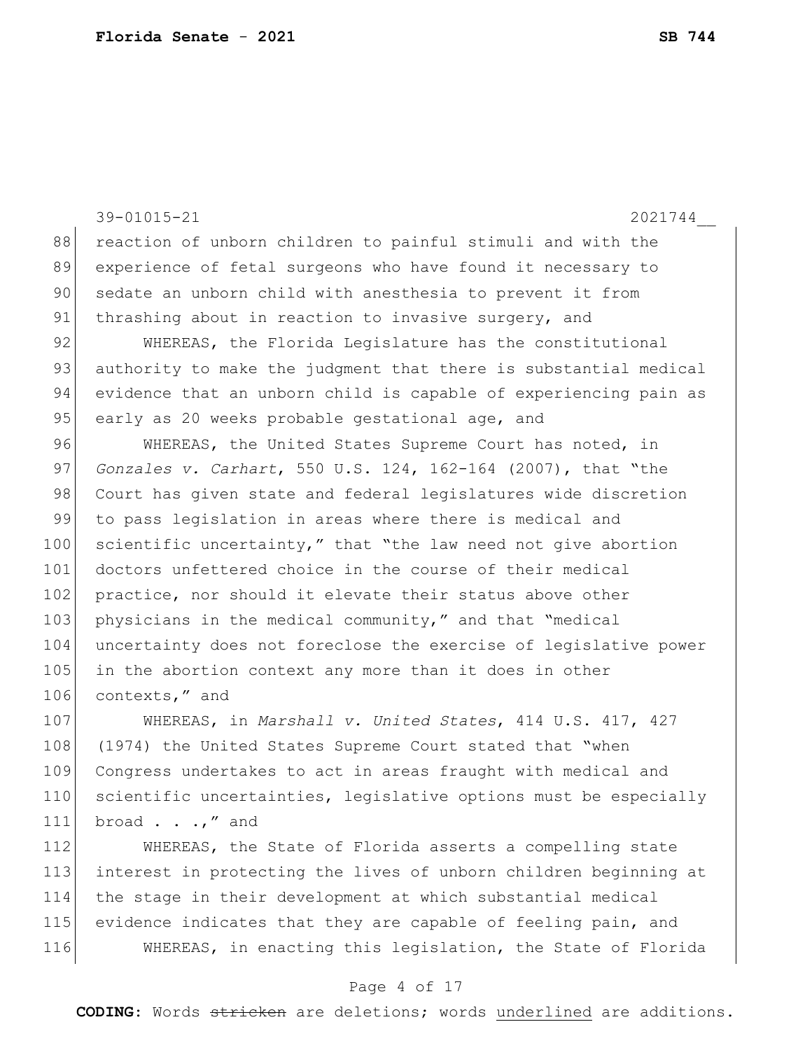reaction of unborn children to painful stimuli and with the experience of fetal surgeons who have found it necessary to sedate an unborn child with anesthesia to prevent it from thrashing about in reaction to invasive surgery, and

WHEREAS, the Florida Legislature has the constitutional authority to make the judgment that there is substantial medical evidence that an unborn child is capable of experiencing pain as early as 20 weeks probable gestational age, and

WHEREAS, the United States Supreme Court has noted, in *Gonzales v. Carhart*, 550 U.S. 124, 162-164 (2007), that "the Court has given state and federal legislatures wide discretion to pass legislation in areas where there is medical and scientific uncertainty," that "the law need not give abortion doctors unfettered choice in the course of their medical practice, nor should it elevate their status above other physicians in the medical community," and that "medical uncertainty does not foreclose the exercise of legislative power in the abortion context any more than it does in other contexts," and

WHEREAS, in *Marshall v. United States*, 414 U.S. 417, 427 (1974) the United States Supreme Court stated that "when Congress undertakes to act in areas fraught with medical and scientific uncertainties, legislative options must be especially broad . . .," and

WHEREAS, the State of Florida asserts a compelling state interest in protecting the lives of unborn children beginning at the stage in their development at which substantial medical evidence indicates that they are capable of feeling pain, and

WHEREAS, in enacting this legislation, the State of Florida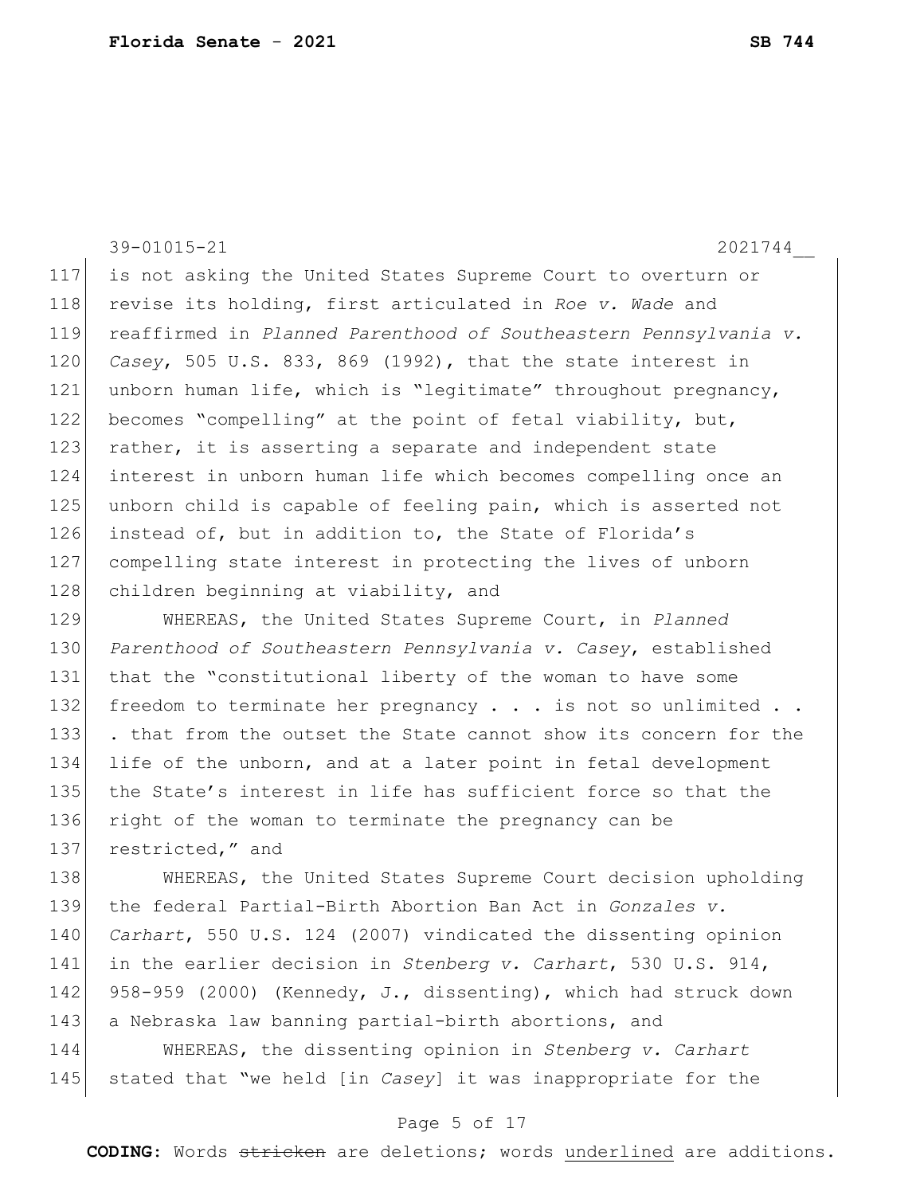is not asking the United States Supreme Court to overturn or revise its holding, first articulated in *Roe v. Wade* and reaffirmed in *Planned Parenthood of Southeastern Pennsylvania v. Casey*, 505 U.S. 833, 869 (1992), that the state interest in unborn human life, which is "legitimate" throughout pregnancy, becomes "compelling" at the point of fetal viability, but, rather, it is asserting a separate and independent state interest in unborn human life which becomes compelling once an unborn child is capable of feeling pain, which is asserted not instead of, but in addition to, the State of Florida's compelling state interest in protecting the lives of unborn children beginning at viability, and

WHEREAS, the United States Supreme Court, in *Planned Parenthood of Southeastern Pennsylvania v. Casey*, established that the "constitutional liberty of the woman to have some freedom to terminate her pregnancy . . . is not so unlimited . . . that from the outset the State cannot show its concern for the life of the unborn, and at a later point in fetal development the State's interest in life has sufficient force so that the right of the woman to terminate the pregnancy can be restricted," and

WHEREAS, the United States Supreme Court decision upholding the federal Partial-Birth Abortion Ban Act in *Gonzales v. Carhart*, 550 U.S. 124 (2007) vindicated the dissenting opinion in the earlier decision in *Stenberg v. Carhart*, 530 U.S. 914, 958-959 (2000) (Kennedy, J., dissenting), which had struck down a Nebraska law banning partial-birth abortions, and

WHEREAS, the dissenting opinion in *Stenberg v. Carhart* stated that "we held [in *Casey*] it was inappropriate for the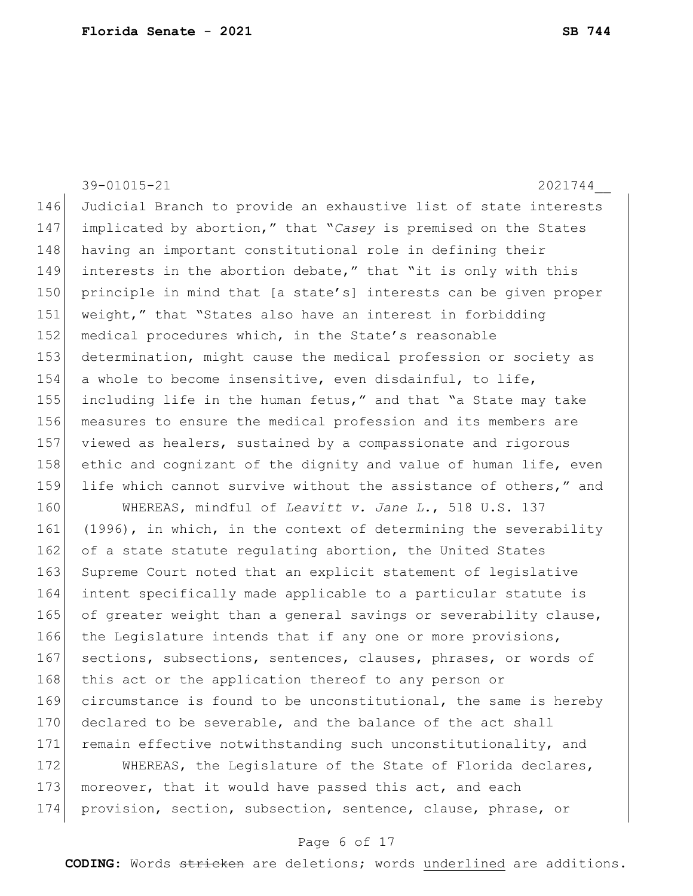Judicial Branch to provide an exhaustive list of state interests implicated by abortion," that "*Casey* is premised on the States having an important constitutional role in defining their interests in the abortion debate," that "it is only with this principle in mind that [a state's] interests can be given proper weight," that "States also have an interest in forbidding medical procedures which, in the State's reasonable determination, might cause the medical profession or society as a whole to become insensitive, even disdainful, to life, including life in the human fetus," and that "a State may take measures to ensure the medical profession and its members are viewed as healers, sustained by a compassionate and rigorous ethic and cognizant of the dignity and value of human life, even life which cannot survive without the assistance of others," and

WHEREAS, mindful of *Leavitt v. Jane L.*, 518 U.S. 137 (1996), in which, in the context of determining the severability of a state statute regulating abortion, the United States Supreme Court noted that an explicit statement of legislative intent specifically made applicable to a particular statute is of greater weight than a general savings or severability clause, the Legislature intends that if any one or more provisions, sections, subsections, sentences, clauses, phrases, or words of this act or the application thereof to any person or circumstance is found to be unconstitutional, the same is hereby declared to be severable, and the balance of the act shall remain effective notwithstanding such unconstitutionality, and

WHEREAS, the Legislature of the State of Florida declares, moreover, that it would have passed this act, and each provision, section, subsection, sentence, clause, phrase, or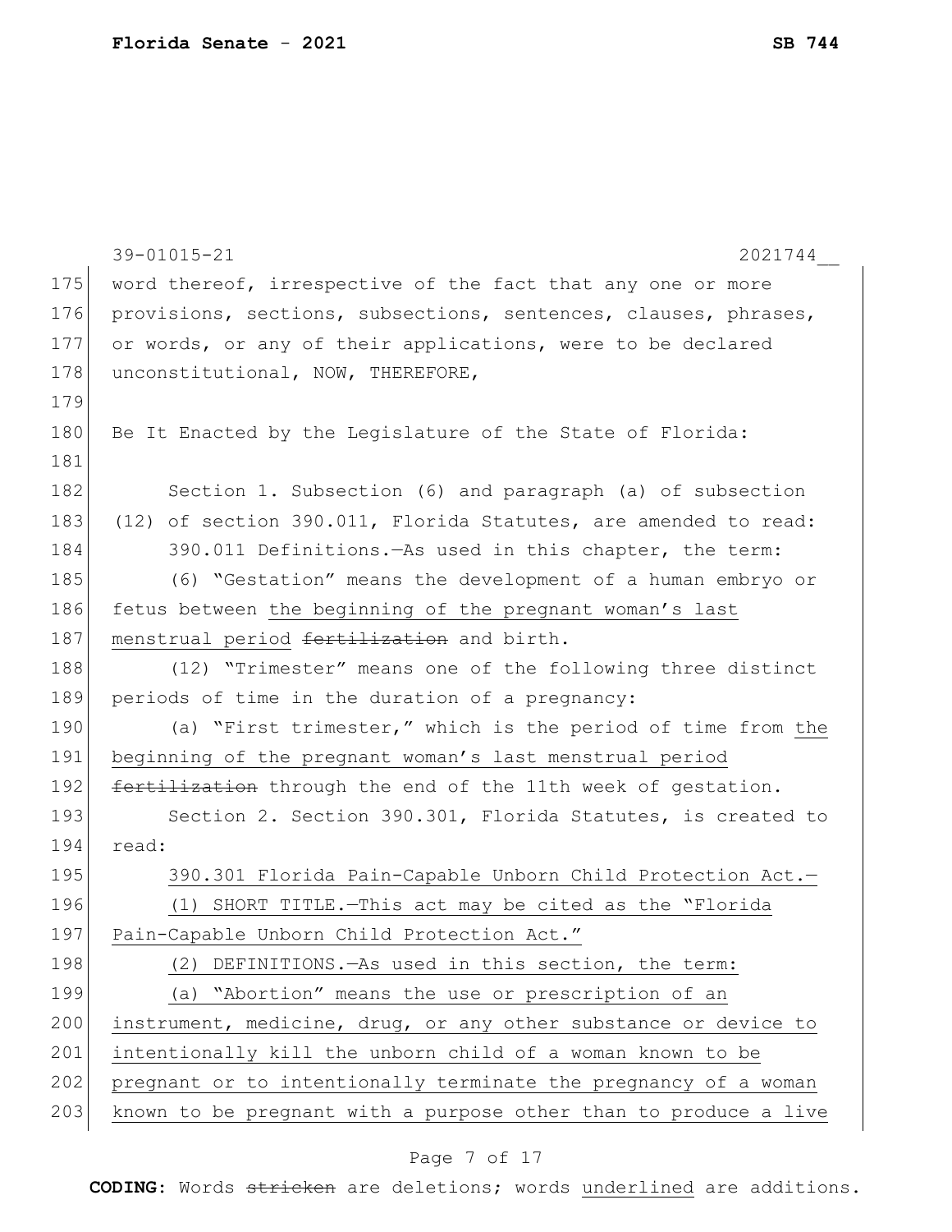word thereof, irrespective of the fact that any one or more provisions, sections, subsections, sentences, clauses, phrases, or words, or any of their applications, were to be declared unconstitutional, NOW, THEREFORE,

Be It Enacted by the Legislature of the State of Florida:

Section 1. Subsection (6) and paragraph (a) of subsection (12) of section 390.011, Florida Statutes, are amended to read:

390.011 Definitions.—As used in this chapter, the term:

(6) "Gestation" means the development of a human embryo or fetus between <u>the beginning of the pregnant woman's last menstrual period</u> ~~fertilization~~ and birth.

(12) "Trimester" means one of the following three distinct periods of time in the duration of a pregnancy:

(a) "First trimester," which is the period of time from <u>the beginning of the pregnant woman's last menstrual period</u> ~~fertilization~~ through the end of the 11th week of gestation.

Section 2. Section 390.301, Florida Statutes, is created to read:

<u>390.301 Florida Pain-Capable Unborn Child Protection Act.—</u>

<u>(1) SHORT TITLE.—This act may be cited as the "Florida Pain-Capable Unborn Child Protection Act."</u>

<u>(2) DEFINITIONS.—As used in this section, the term:</u>

<u>(a) "Abortion" means the use or prescription of an instrument, medicine, drug, or any other substance or device to intentionally kill the unborn child of a woman known to be pregnant or to intentionally terminate the pregnancy of a woman known to be pregnant with a purpose other than to produce a live</u>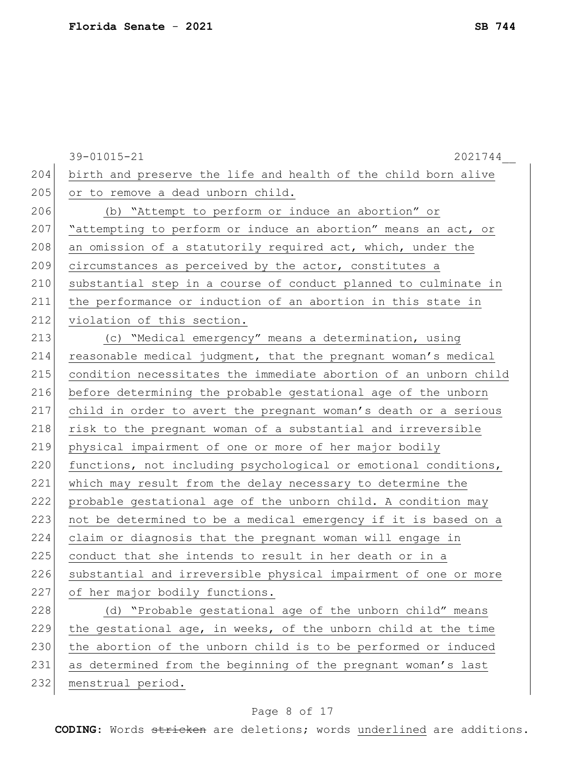birth and preserve the life and health of the child born alive or to remove a dead unborn child.

(b) "Attempt to perform or induce an abortion" or "attempting to perform or induce an abortion" means an act, or an omission of a statutorily required act, which, under the circumstances as perceived by the actor, constitutes a substantial step in a course of conduct planned to culminate in the performance or induction of an abortion in this state in violation of this section.

(c) "Medical emergency" means a determination, using reasonable medical judgment, that the pregnant woman's medical condition necessitates the immediate abortion of an unborn child before determining the probable gestational age of the unborn child in order to avert the pregnant woman's death or a serious risk to the pregnant woman of a substantial and irreversible physical impairment of one or more of her major bodily functions, not including psychological or emotional conditions, which may result from the delay necessary to determine the probable gestational age of the unborn child. A condition may not be determined to be a medical emergency if it is based on a claim or diagnosis that the pregnant woman will engage in conduct that she intends to result in her death or in a substantial and irreversible physical impairment of one or more of her major bodily functions.

(d) "Probable gestational age of the unborn child" means the gestational age, in weeks, of the unborn child at the time the abortion of the unborn child is to be performed or induced as determined from the beginning of the pregnant woman's last menstrual period.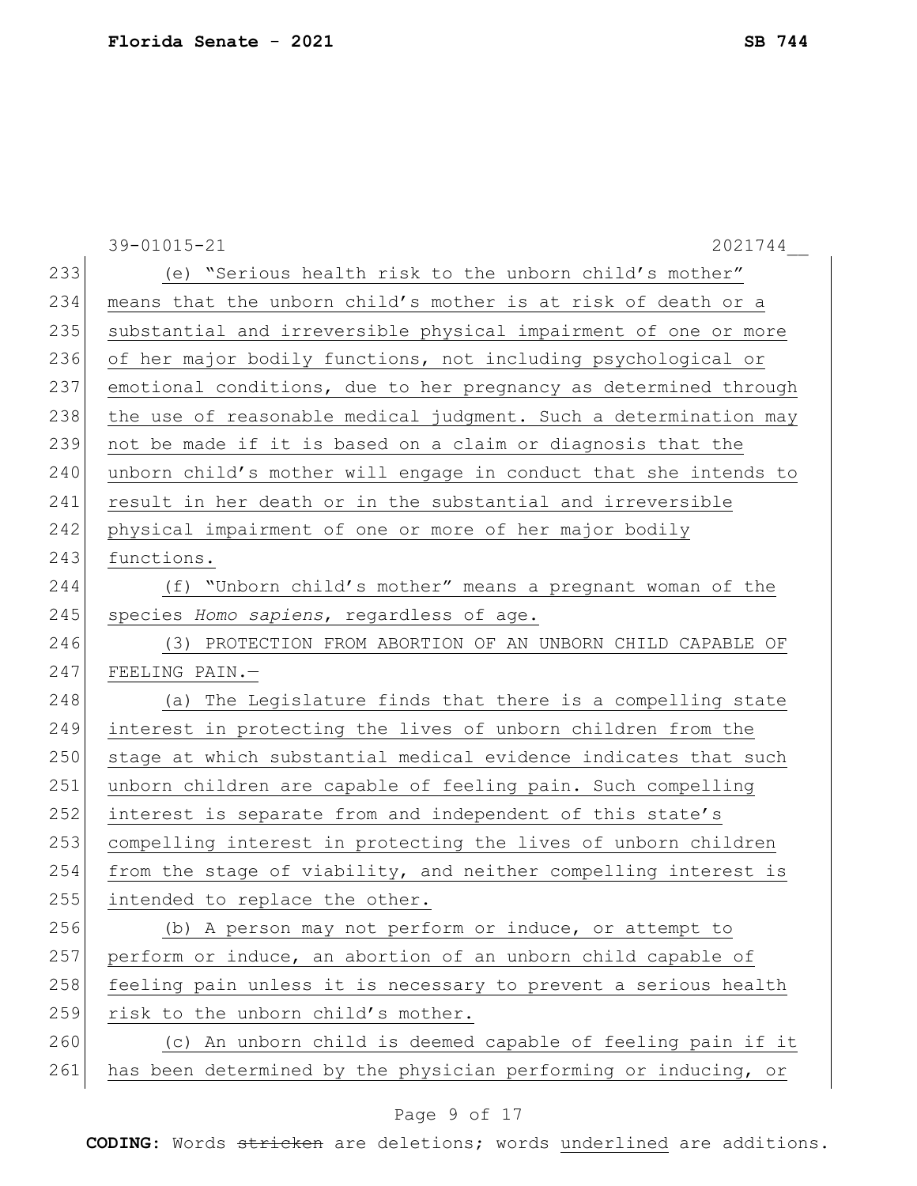(e) "Serious health risk to the unborn child's mother" means that the unborn child's mother is at risk of death or a substantial and irreversible physical impairment of one or more of her major bodily functions, not including psychological or emotional conditions, due to her pregnancy as determined through the use of reasonable medical judgment. Such a determination may not be made if it is based on a claim or diagnosis that the unborn child's mother will engage in conduct that she intends to result in her death or in the substantial and irreversible physical impairment of one or more of her major bodily functions.

(f) "Unborn child's mother" means a pregnant woman of the species *Homo sapiens*, regardless of age.

(3) PROTECTION FROM ABORTION OF AN UNBORN CHILD CAPABLE OF FEELING PAIN.—

(a) The Legislature finds that there is a compelling state interest in protecting the lives of unborn children from the stage at which substantial medical evidence indicates that such unborn children are capable of feeling pain. Such compelling interest is separate from and independent of this state's compelling interest in protecting the lives of unborn children from the stage of viability, and neither compelling interest is intended to replace the other.

(b) A person may not perform or induce, or attempt to perform or induce, an abortion of an unborn child capable of feeling pain unless it is necessary to prevent a serious health risk to the unborn child's mother.

(c) An unborn child is deemed capable of feeling pain if it has been determined by the physician performing or inducing, or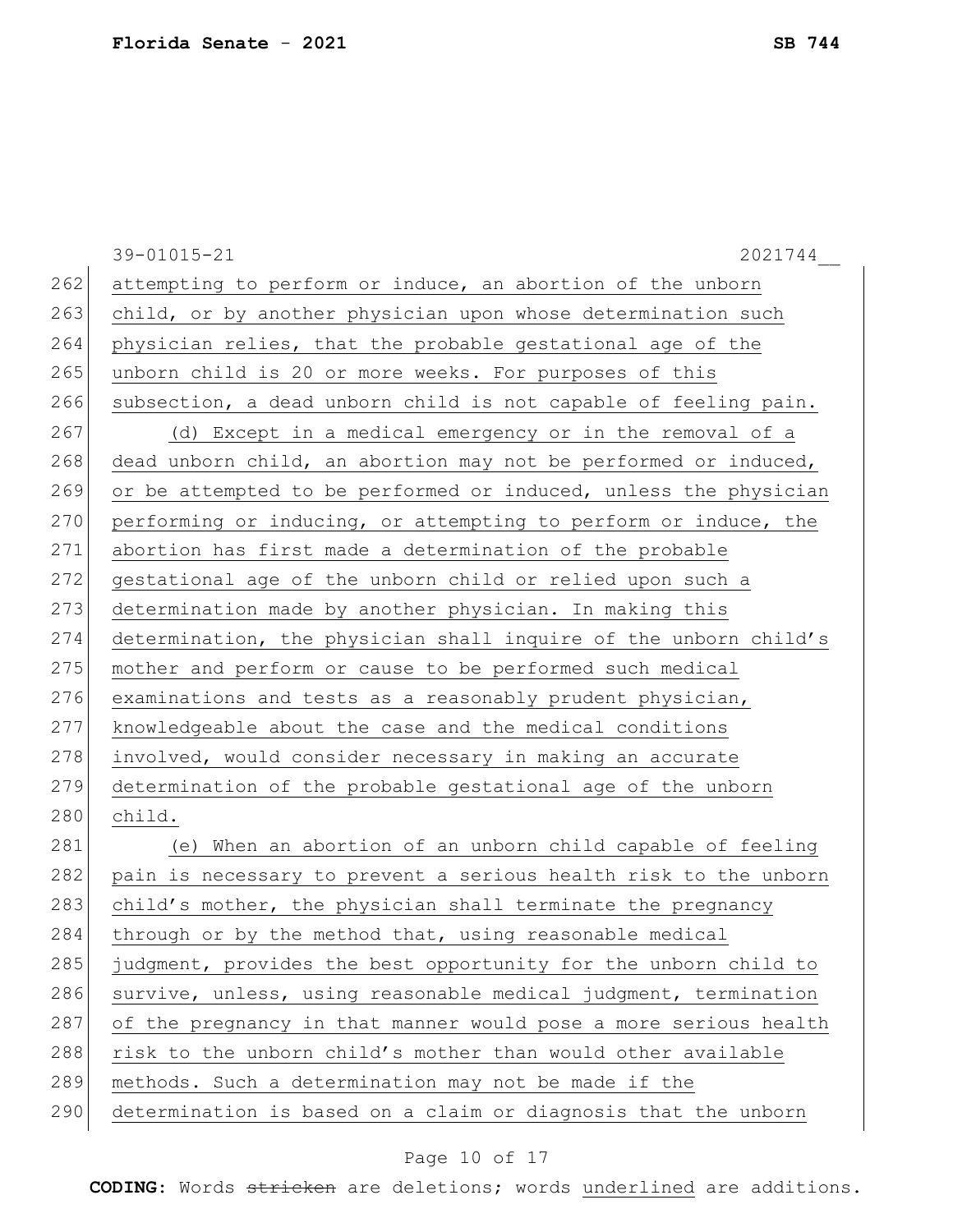attempting to perform or induce, an abortion of the unborn child, or by another physician upon whose determination such physician relies, that the probable gestational age of the unborn child is 20 or more weeks. For purposes of this subsection, a dead unborn child is not capable of feeling pain.

(d) Except in a medical emergency or in the removal of a dead unborn child, an abortion may not be performed or induced, or be attempted to be performed or induced, unless the physician performing or inducing, or attempting to perform or induce, the abortion has first made a determination of the probable gestational age of the unborn child or relied upon such a determination made by another physician. In making this determination, the physician shall inquire of the unborn child's mother and perform or cause to be performed such medical examinations and tests as a reasonably prudent physician, knowledgeable about the case and the medical conditions involved, would consider necessary in making an accurate determination of the probable gestational age of the unborn child.

(e) When an abortion of an unborn child capable of feeling pain is necessary to prevent a serious health risk to the unborn child's mother, the physician shall terminate the pregnancy through or by the method that, using reasonable medical judgment, provides the best opportunity for the unborn child to survive, unless, using reasonable medical judgment, termination of the pregnancy in that manner would pose a more serious health risk to the unborn child's mother than would other available methods. Such a determination may not be made if the determination is based on a claim or diagnosis that the unborn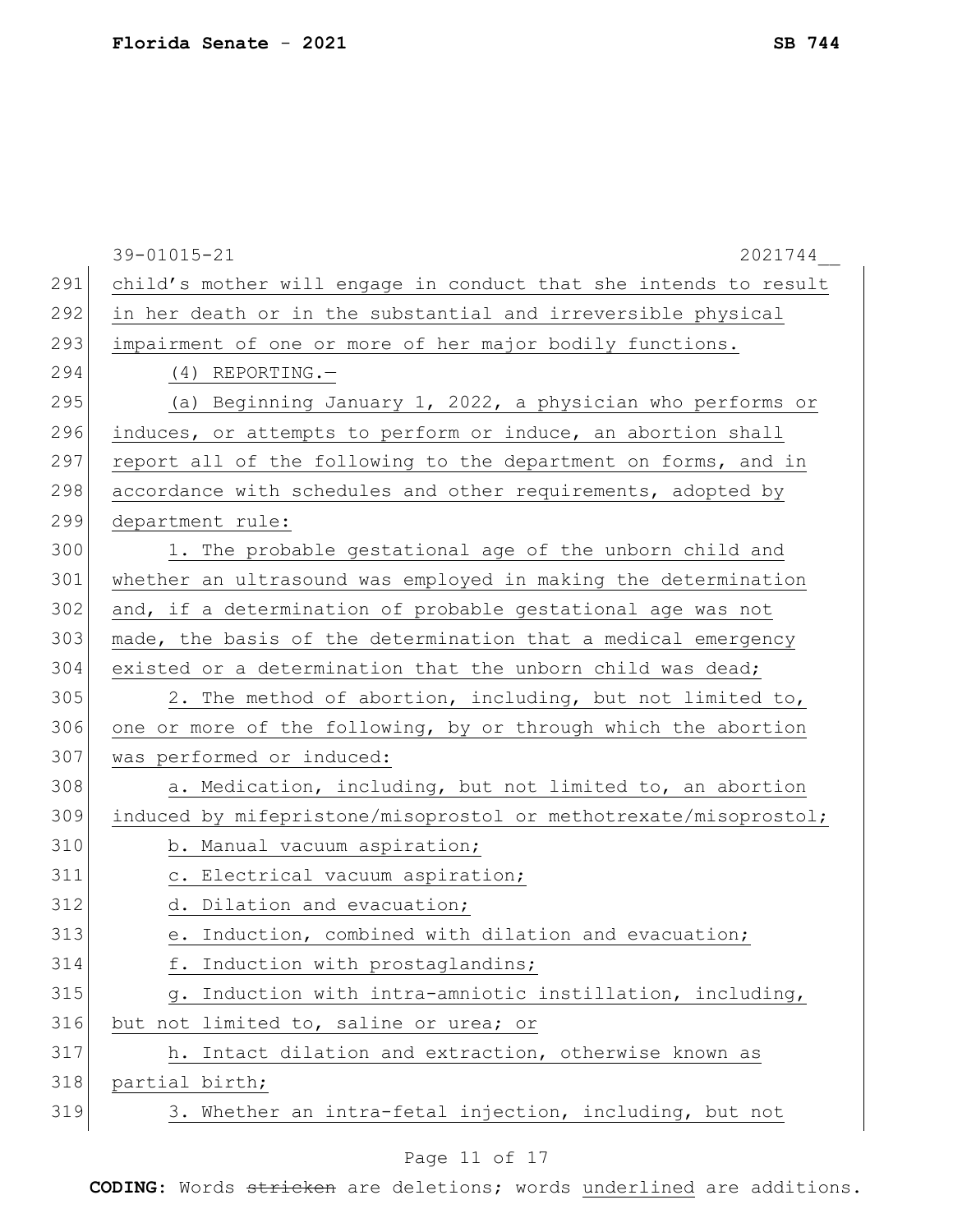child's mother will engage in conduct that she intends to result in her death or in the substantial and irreversible physical impairment of one or more of her major bodily functions.

(4) REPORTING.—

(a) Beginning January 1, 2022, a physician who performs or induces, or attempts to perform or induce, an abortion shall report all of the following to the department on forms, and in accordance with schedules and other requirements, adopted by department rule:

1. The probable gestational age of the unborn child and whether an ultrasound was employed in making the determination and, if a determination of probable gestational age was not made, the basis of the determination that a medical emergency existed or a determination that the unborn child was dead;

2. The method of abortion, including, but not limited to, one or more of the following, by or through which the abortion was performed or induced:

a. Medication, including, but not limited to, an abortion induced by mifepristone/misoprostol or methotrexate/misoprostol;

b. Manual vacuum aspiration;

c. Electrical vacuum aspiration;

d. Dilation and evacuation;

e. Induction, combined with dilation and evacuation;

f. Induction with prostaglandins;

g. Induction with intra-amniotic instillation, including, but not limited to, saline or urea; or

h. Intact dilation and extraction, otherwise known as partial birth;

3. Whether an intra-fetal injection, including, but not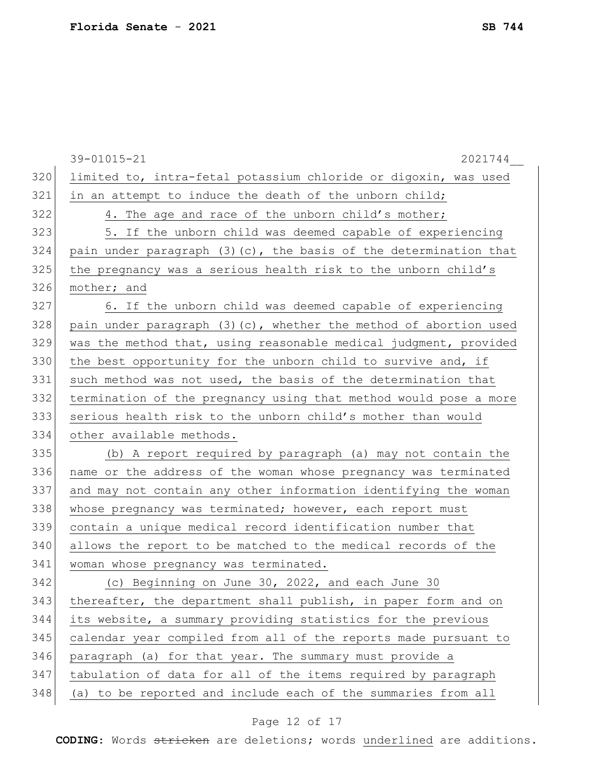limited to, intra-fetal potassium chloride or digoxin, was used in an attempt to induce the death of the unborn child;

4. The age and race of the unborn child's mother;

5. If the unborn child was deemed capable of experiencing pain under paragraph (3)(c), the basis of the determination that the pregnancy was a serious health risk to the unborn child's mother; and

6. If the unborn child was deemed capable of experiencing pain under paragraph (3)(c), whether the method of abortion used was the method that, using reasonable medical judgment, provided the best opportunity for the unborn child to survive and, if such method was not used, the basis of the determination that termination of the pregnancy using that method would pose a more serious health risk to the unborn child's mother than would other available methods.

(b) A report required by paragraph (a) may not contain the name or the address of the woman whose pregnancy was terminated and may not contain any other information identifying the woman whose pregnancy was terminated; however, each report must contain a unique medical record identification number that allows the report to be matched to the medical records of the woman whose pregnancy was terminated.

(c) Beginning on June 30, 2022, and each June 30 thereafter, the department shall publish, in paper form and on its website, a summary providing statistics for the previous calendar year compiled from all of the reports made pursuant to paragraph (a) for that year. The summary must provide a tabulation of data for all of the items required by paragraph (a) to be reported and include each of the summaries from all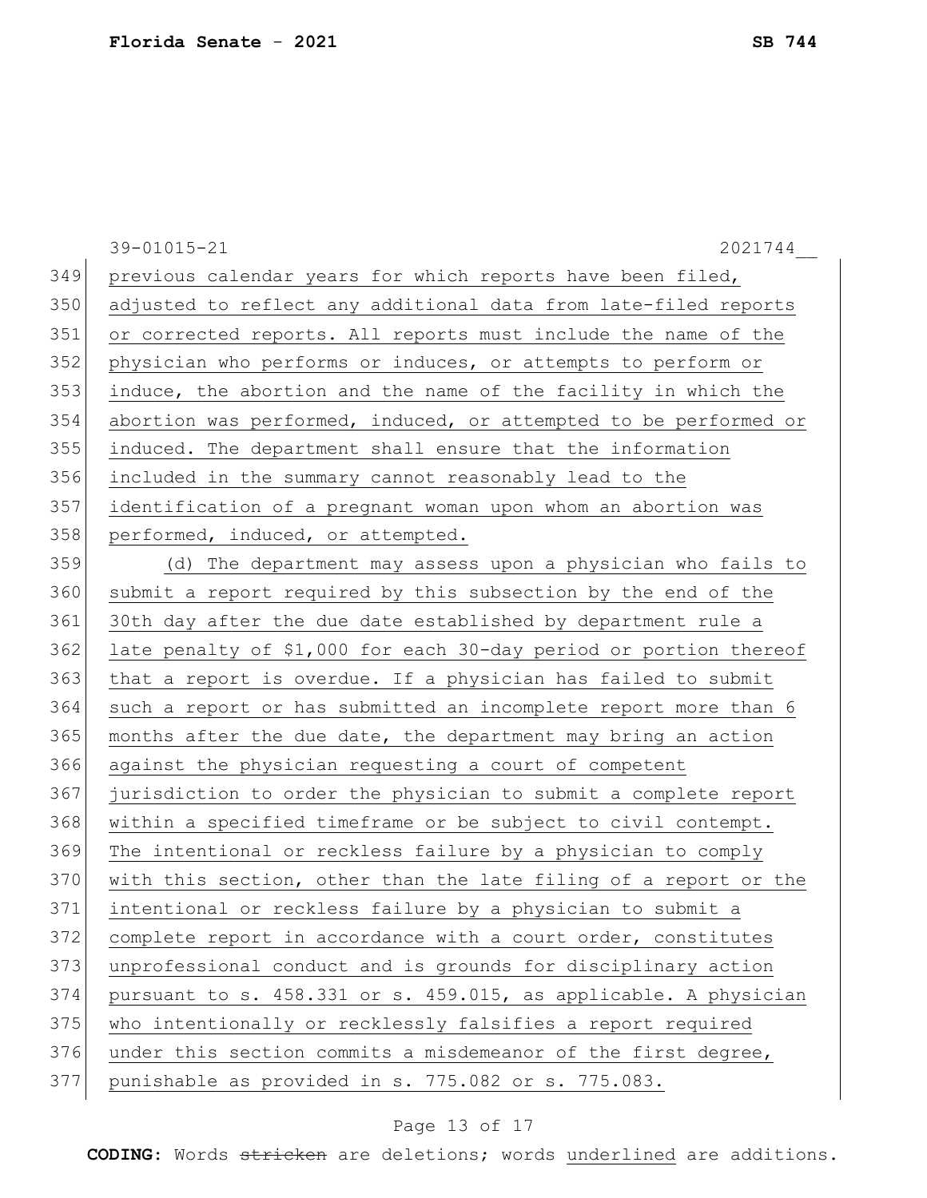previous calendar years for which reports have been filed, adjusted to reflect any additional data from late-filed reports or corrected reports. All reports must include the name of the physician who performs or induces, or attempts to perform or induce, the abortion and the name of the facility in which the abortion was performed, induced, or attempted to be performed or induced. The department shall ensure that the information included in the summary cannot reasonably lead to the identification of a pregnant woman upon whom an abortion was performed, induced, or attempted.

(d) The department may assess upon a physician who fails to submit a report required by this subsection by the end of the 30th day after the due date established by department rule a late penalty of $1,000 for each 30-day period or portion thereof that a report is overdue. If a physician has failed to submit such a report or has submitted an incomplete report more than 6 months after the due date, the department may bring an action against the physician requesting a court of competent jurisdiction to order the physician to submit a complete report within a specified timeframe or be subject to civil contempt. The intentional or reckless failure by a physician to comply with this section, other than the late filing of a report or the intentional or reckless failure by a physician to submit a complete report in accordance with a court order, constitutes unprofessional conduct and is grounds for disciplinary action pursuant to s. 458.331 or s. 459.015, as applicable. A physician who intentionally or recklessly falsifies a report required under this section commits a misdemeanor of the first degree, punishable as provided in s. 775.082 or s. 775.083.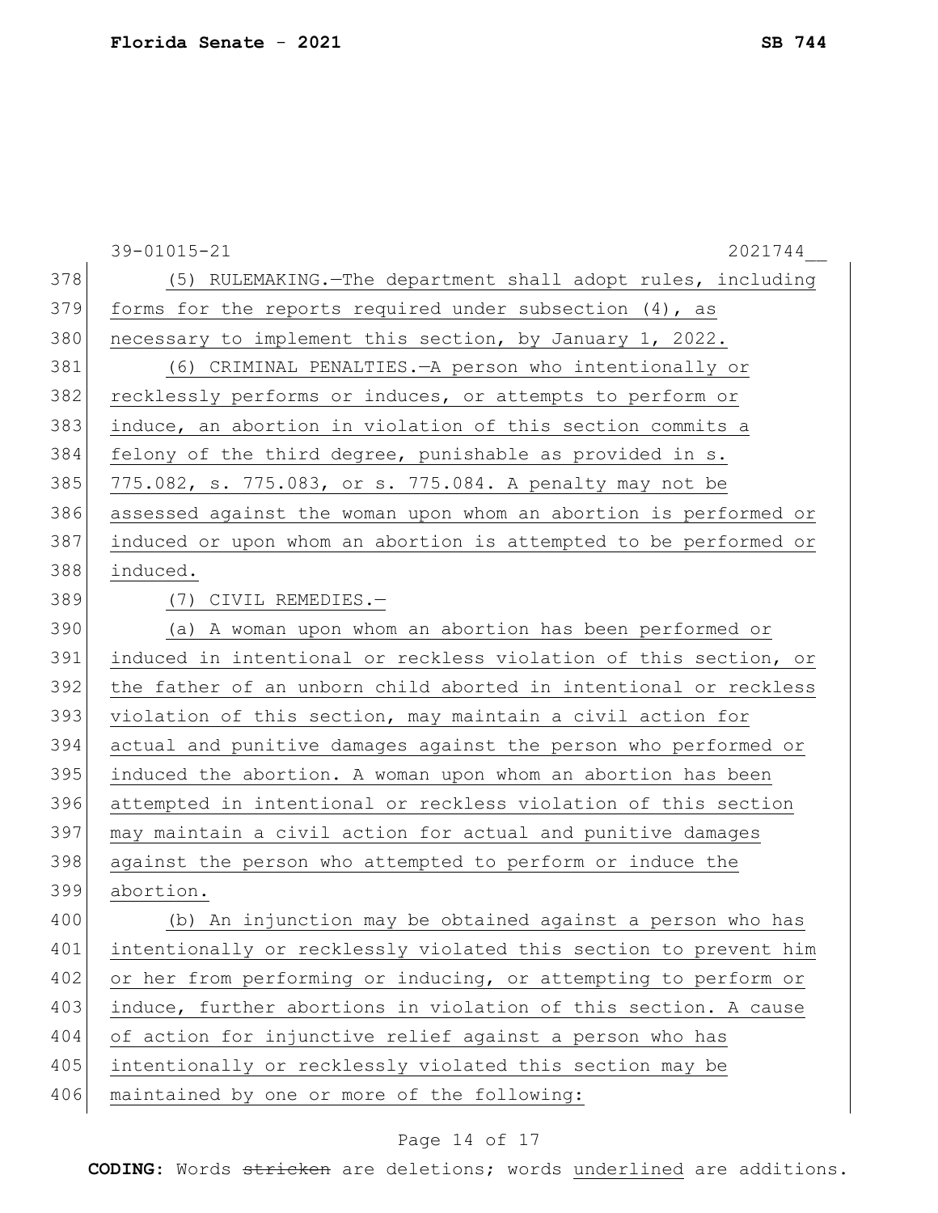(5) RULEMAKING.—The department shall adopt rules, including forms for the reports required under subsection (4), as necessary to implement this section, by January 1, 2022.

(6) CRIMINAL PENALTIES.—A person who intentionally or recklessly performs or induces, or attempts to perform or induce, an abortion in violation of this section commits a felony of the third degree, punishable as provided in s. 775.082, s. 775.083, or s. 775.084. A penalty may not be assessed against the woman upon whom an abortion is performed or induced or upon whom an abortion is attempted to be performed or induced.

(7) CIVIL REMEDIES.—

(a) A woman upon whom an abortion has been performed or induced in intentional or reckless violation of this section, or the father of an unborn child aborted in intentional or reckless violation of this section, may maintain a civil action for actual and punitive damages against the person who performed or induced the abortion. A woman upon whom an abortion has been attempted in intentional or reckless violation of this section may maintain a civil action for actual and punitive damages against the person who attempted to perform or induce the abortion.

(b) An injunction may be obtained against a person who has intentionally or recklessly violated this section to prevent him or her from performing or inducing, or attempting to perform or induce, further abortions in violation of this section. A cause of action for injunctive relief against a person who has intentionally or recklessly violated this section may be maintained by one or more of the following: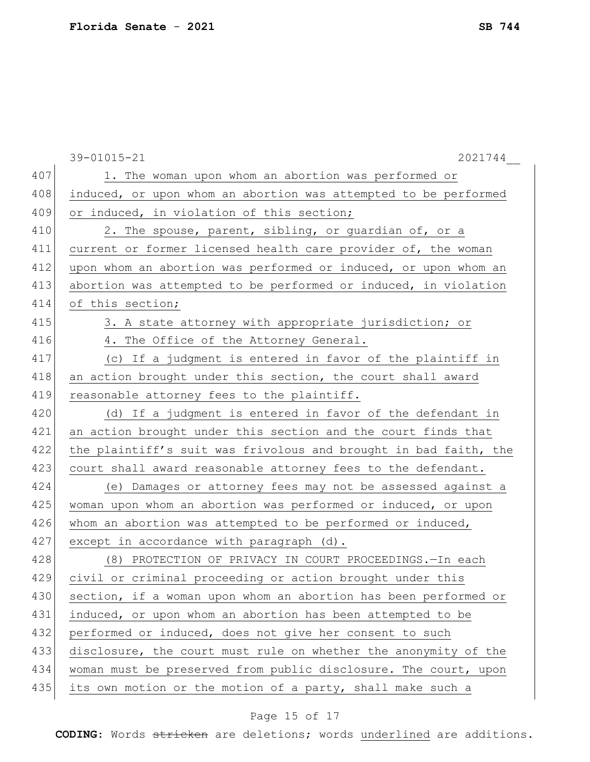1. The woman upon whom an abortion was performed or induced, or upon whom an abortion was attempted to be performed or induced, in violation of this section;

2. The spouse, parent, sibling, or guardian of, or a current or former licensed health care provider of, the woman upon whom an abortion was performed or induced, or upon whom an abortion was attempted to be performed or induced, in violation of this section;

3. A state attorney with appropriate jurisdiction; or

4. The Office of the Attorney General.

(c) If a judgment is entered in favor of the plaintiff in an action brought under this section, the court shall award reasonable attorney fees to the plaintiff.

(d) If a judgment is entered in favor of the defendant in an action brought under this section and the court finds that the plaintiff's suit was frivolous and brought in bad faith, the court shall award reasonable attorney fees to the defendant.

(e) Damages or attorney fees may not be assessed against a woman upon whom an abortion was performed or induced, or upon whom an abortion was attempted to be performed or induced, except in accordance with paragraph (d).

(8) PROTECTION OF PRIVACY IN COURT PROCEEDINGS.—In each civil or criminal proceeding or action brought under this section, if a woman upon whom an abortion has been performed or induced, or upon whom an abortion has been attempted to be performed or induced, does not give her consent to such disclosure, the court must rule on whether the anonymity of the woman must be preserved from public disclosure. The court, upon its own motion or the motion of a party, shall make such a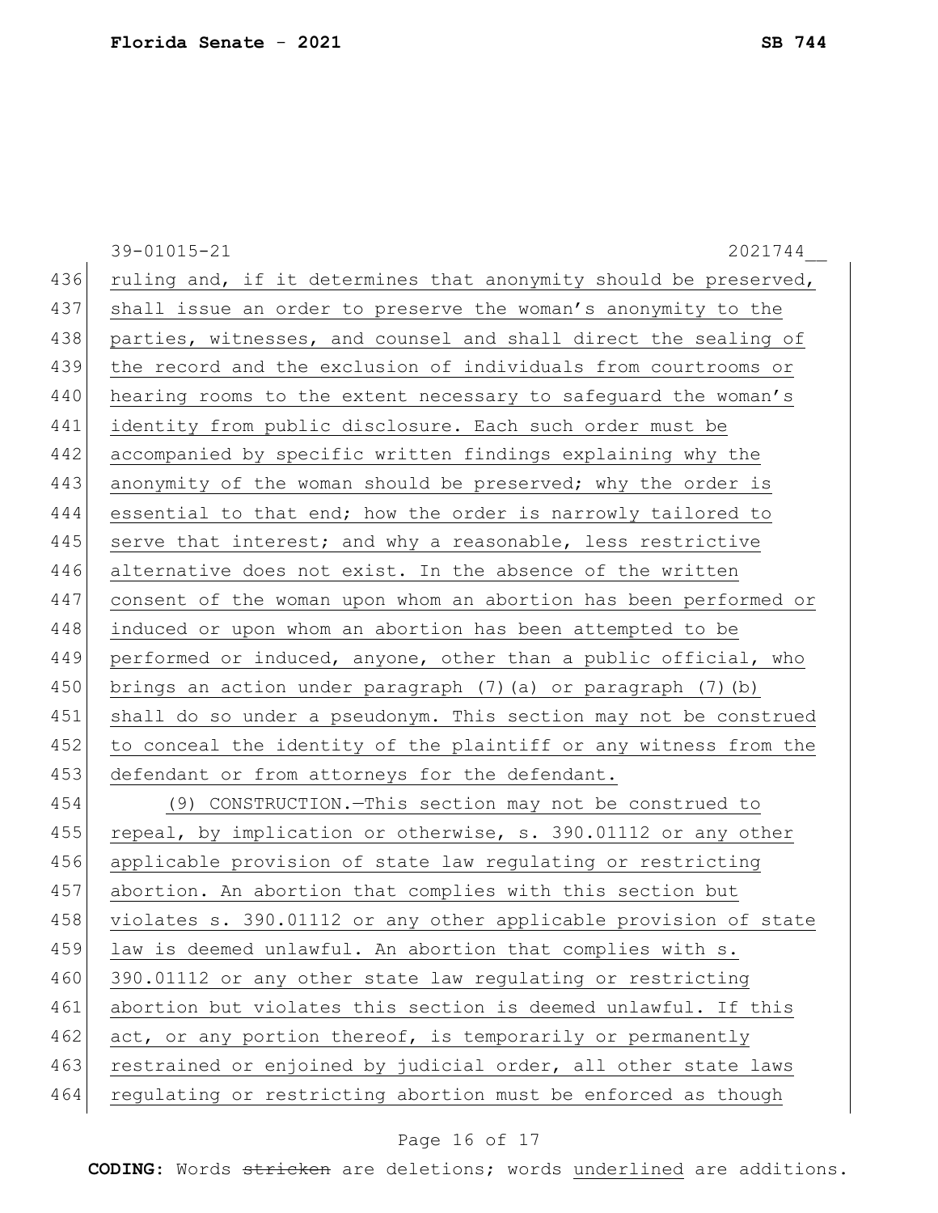ruling and, if it determines that anonymity should be preserved, shall issue an order to preserve the woman's anonymity to the parties, witnesses, and counsel and shall direct the sealing of the record and the exclusion of individuals from courtrooms or hearing rooms to the extent necessary to safeguard the woman's identity from public disclosure. Each such order must be accompanied by specific written findings explaining why the anonymity of the woman should be preserved; why the order is essential to that end; how the order is narrowly tailored to serve that interest; and why a reasonable, less restrictive alternative does not exist. In the absence of the written consent of the woman upon whom an abortion has been performed or induced or upon whom an abortion has been attempted to be performed or induced, anyone, other than a public official, who brings an action under paragraph (7)(a) or paragraph (7)(b) shall do so under a pseudonym. This section may not be construed to conceal the identity of the plaintiff or any witness from the defendant or from attorneys for the defendant.

(9) CONSTRUCTION.—This section may not be construed to repeal, by implication or otherwise, s. 390.01112 or any other applicable provision of state law regulating or restricting abortion. An abortion that complies with this section but violates s. 390.01112 or any other applicable provision of state law is deemed unlawful. An abortion that complies with s. 390.01112 or any other state law regulating or restricting abortion but violates this section is deemed unlawful. If this act, or any portion thereof, is temporarily or permanently restrained or enjoined by judicial order, all other state laws regulating or restricting abortion must be enforced as though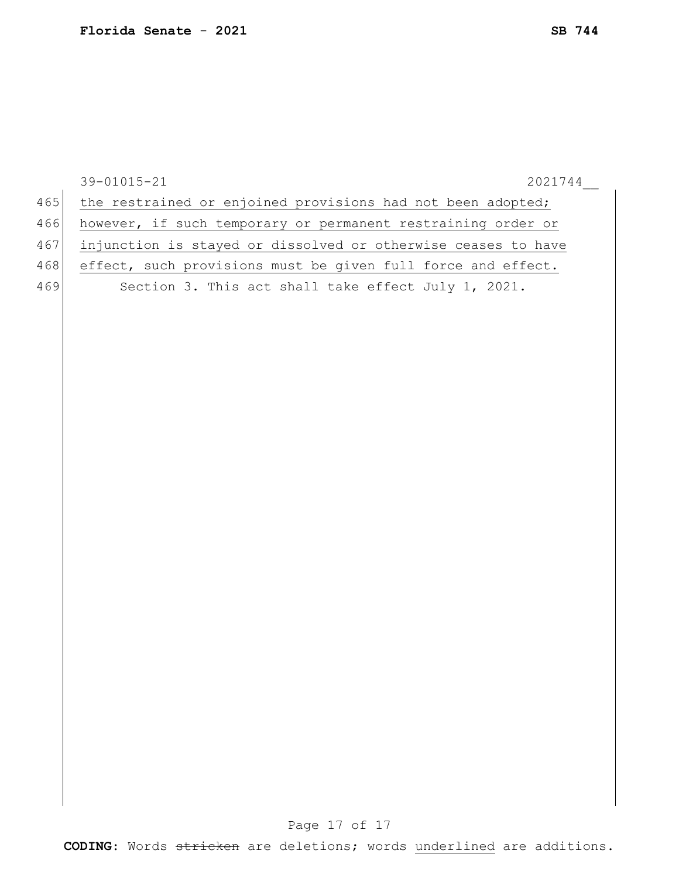465 the restrained or enjoined provisions had not been adopted;
466 however, if such temporary or permanent restraining order or
467 injunction is stayed or dissolved or otherwise ceases to have
468 effect, such provisions must be given full force and effect.
469 Section 3. This act shall take effect July 1, 2021.